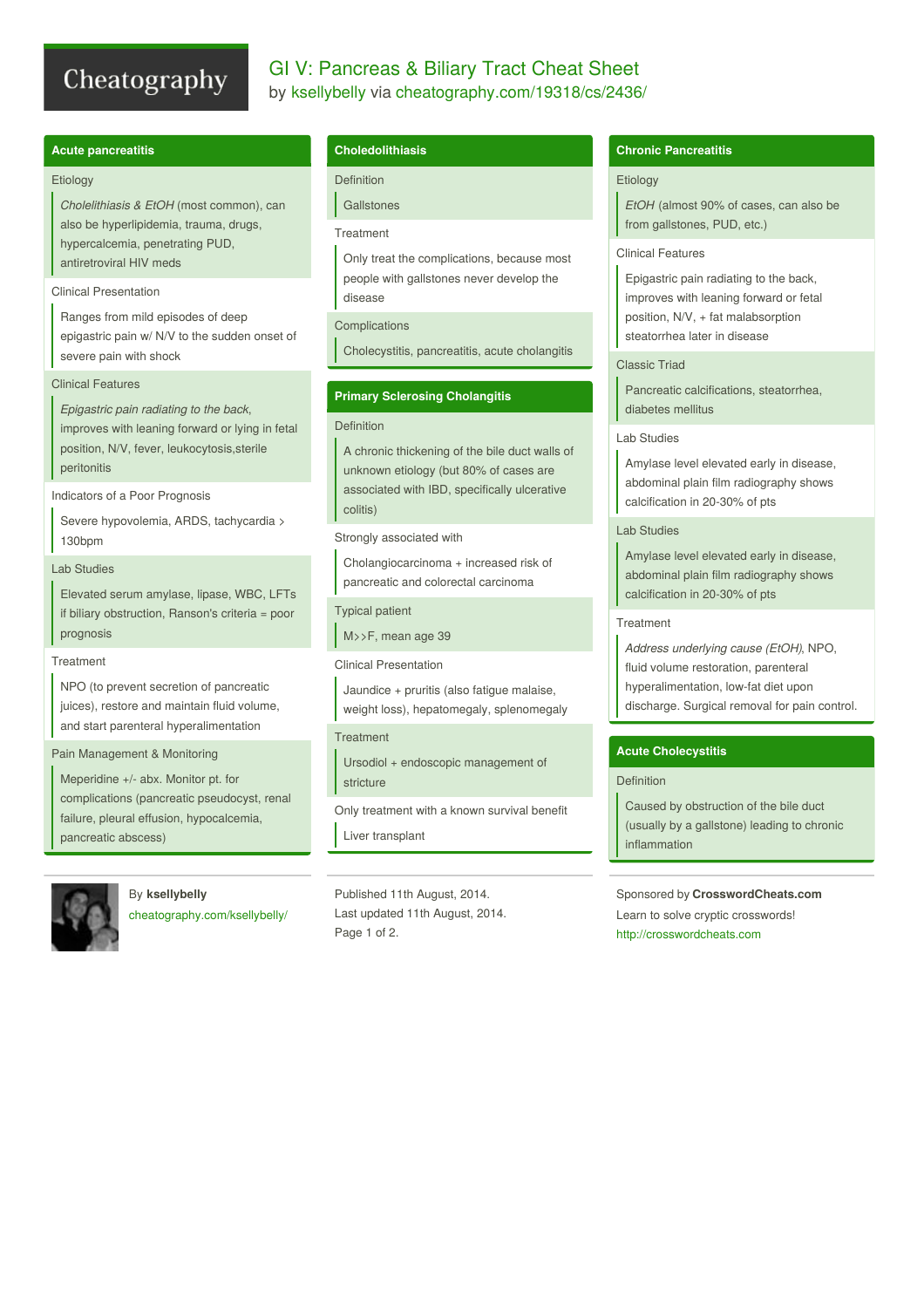# GI V: Pancreas & Biliary Tract Cheat Sheet

by kselly belly via cheatography.com/19318/cs/2436/

## Acute pancreatitis

**Etiology**

*Cholelithiasis & EtOH* (most common), can also be hyperlipidemia, trauma, drugs, hypercalcemia, penetrating PUD, antiretroviral HIV meds

**Clinical Presentation**

Ranges from mild episodes of deep epigastric pain w/ N/V to the sudden onset of severe pain with shock

**Clinical Features**

*Epigastric pain radiating to the back*, improves with leaning forward or lying in fetal position, N/V, fever, leukocytosis,sterile peritonitis

**Indicators of a Poor Prognosis**

Severe hypovolemia, ARDS, tachycardia > 130bpm

**Lab Studies**

Elevated serum amylase, lipase, WBC, LFTs if biliary obstruction, Ranson's criteria = poor prognosis

**Treatment**

NPO (to prevent secretion of pancreatic juices), restore and maintain fluid volume, and start parenteral hyperalimentation

**Pain Management & Monitoring**

Meperidine +/- abx. Monitor pt. for complications (pancreatic pseudocyst, renal failure, pleural effusion, hypocalcemia, pancreatic abscess)

## Choledolithiasis

**Definition**

Gallstones

**Treatment**

Only treat the complications, because most people with gallstones never develop the disease

**Complications**

Cholecystitis, pancreatitis, acute cholangitis

## Primary Sclerosing Cholangitis

**Definition**

A chronic thickening of the bile duct walls of unknown etiology (but 80% of cases are associated with IBD, specifically ulcerative colitis)

**Strongly associated with**

Cholangiocarcinoma + increased risk of pancreatic and colorectal carcinoma

**Typical patient**

M>>F, mean age 39

**Clinical Presentation**

Jaundice + pruritis (also fatigue malaise, weight loss), hepatomegaly, splenomegaly

**Treatment**

Ursodiol + endoscopic management of stricture

**Only treatment with a known survival benefit**

Liver transplant

## Chronic Pancreatitis

**Etiology**

*EtOH* (almost 90% of cases, can also be from gallstones, PUD, etc.)

**Clinical Features**

Epigastric pain radiating to the back, improves with leaning forward or fetal position, N/V, + fat malabsorption steatorrhea later in disease

**Classic Triad**

Pancreatic calcifications, steatorrhea, diabetes mellitus

**Lab Studies**

Amylase level elevated early in disease, abdominal plain film radiography shows calcification in 20-30% of pts

**Lab Studies**

Amylase level elevated early in disease, abdominal plain film radiography shows calcification in 20-30% of pts

**Treatment**

*Address underlying cause (EtOH)*, NPO, fluid volume restoration, parenteral hyperalimentation, low-fat diet upon discharge. Surgical removal for pain control.

## Acute Cholecystitis

**Definition**

Caused by obstruction of the bile duct (usually by a gallstone) leading to chronic inflammation

By **ksellybelly** cheatography.com/ksellybelly/

Published 11th August, 2014.
Last updated 11th August, 2014.

Sponsored by **CrosswordCheats.com**
Learn to solve cryptic crosswords!
http://crosswordcheats.com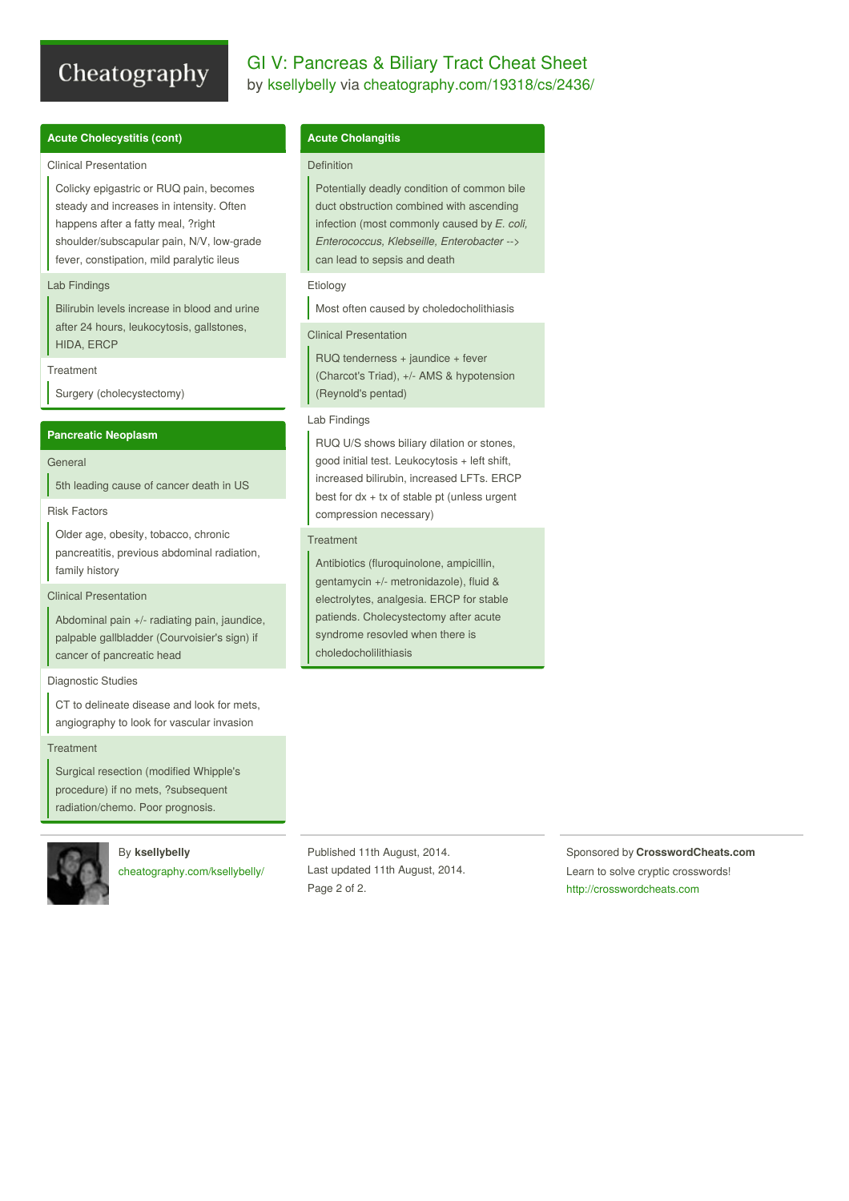## Acute Cholecystitis (cont)

**Clinical Presentation**

Colicky epigastric or RUQ pain, becomes steady and increases in intensity. Often happens after a fatty meal, ?right shoulder/subscapular pain, N/V, low-grade fever, constipation, mild paralytic ileus

**Lab Findings**

Bilirubin levels increase in blood and urine after 24 hours, leukocytosis, gallstones, HIDA, ERCP

**Treatment**

Surgery (cholecystectomy)

## Pancreatic Neoplasm

**General**

5th leading cause of cancer death in US

**Risk Factors**

Older age, obesity, tobacco, chronic pancreatitis, previous abdominal radiation, family history

**Clinical Presentation**

Abdominal pain +/- radiating pain, jaundice, palpable gallbladder (Courvoisier's sign) if cancer of pancreatic head

**Diagnostic Studies**

CT to delineate disease and look for mets, angiography to look for vascular invasion

**Treatment**

Surgical resection (modified Whipple's procedure) if no mets, ?subsequent radiation/chemo. Poor prognosis.

## Acute Cholangitis

**Definition**

Potentially deadly condition of common bile duct obstruction combined with ascending infection (most commonly caused by *E. coli, Enterococcus, Klebseille, Enterobacter* --> can lead to sepsis and death

**Etiology**

Most often caused by choledocholithiasis

**Clinical Presentation**

RUQ tenderness + jaundice + fever (Charcot's Triad), +/- AMS & hypotension (Reynold's pentad)

**Lab Findings**

RUQ U/S shows biliary dilation or stones, good initial test. Leukocytosis + left shift, increased bilirubin, increased LFTs. ERCP best for dx + tx of stable pt (unless urgent compression necessary)

**Treatment**

Antibiotics (fluroquinolone, ampicillin, gentamycin +/- metronidazole), fluid & electrolytes, analgesia. ERCP for stable patiends. Cholecystectomy after acute syndrome resolved when there is choledocholilithiasis

By **ksellybelly**
cheatography.com/ksellybelly/

Published 11th August, 2014.
Last updated 11th August, 2014.

Sponsored by **CrosswordCheats.com**
Learn to solve cryptic crosswords!
http://crosswordcheats.com